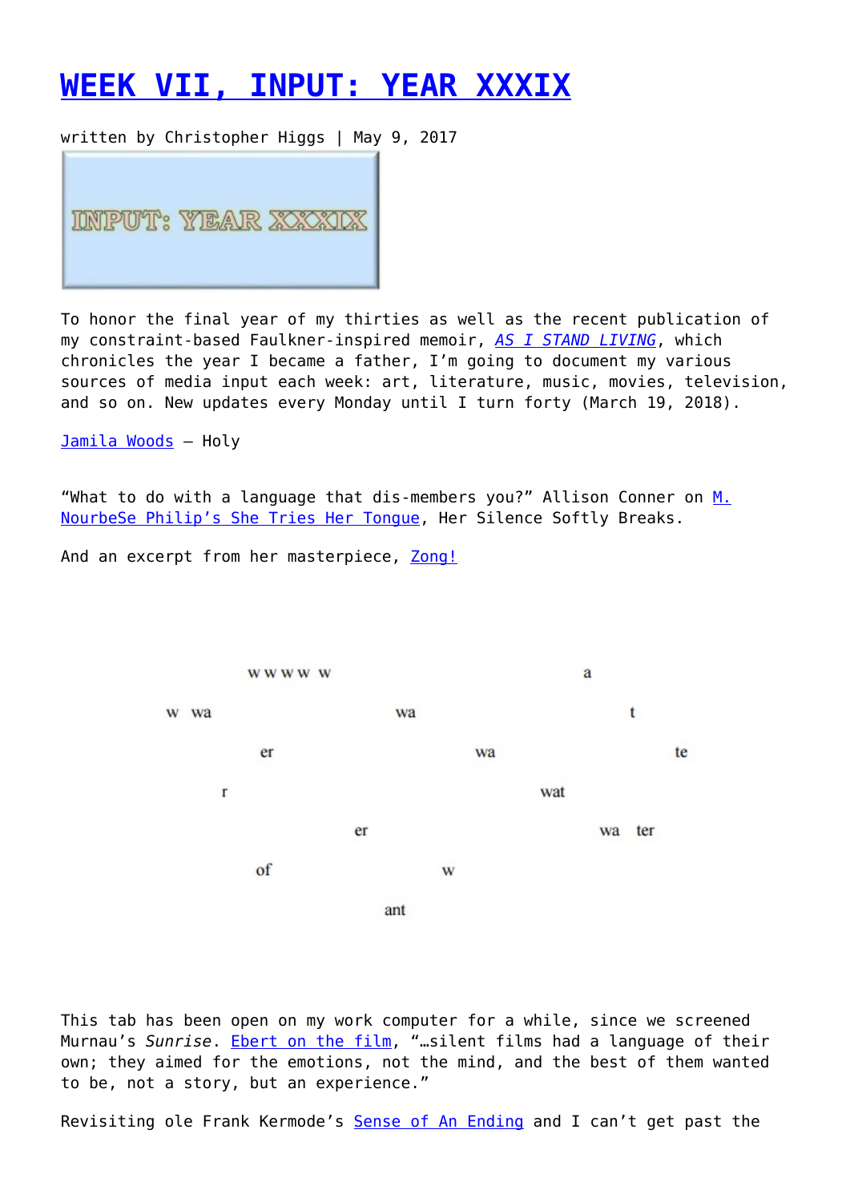# WEEK VII, INPUT: YEAR XXXIX

written by Christopher Higgs | May 9, 2017

To honor the final year of my thirties as well as the recent publication of my constraint-based Faulkner-inspired memoir, *AS I STAND LIVING*, which chronicles the year I became a father, I'm going to document my various sources of media input each week: art, literature, music, movies, television, and so on. New updates every Monday until I turn forty (March 19, 2018).

Jamila Woods – Holy

"What to do with a language that dis-members you?" Allison Conner on M. NourbeSe Philip's She Tries Her Tongue, Her Silence Softly Breaks.

And an excerpt from her masterpiece, Zong!

```
          w w w w  w                         a
    w  wa              wa                t
          er               wa                  te
      r                            wat
                   er                      wa  ter
          of               w
                     ant
```

This tab has been open on my work computer for a while, since we screened Murnau's *Sunrise*. Ebert on the film, "…silent films had a language of their own; they aimed for the emotions, not the mind, and the best of them wanted to be, not a story, but an experience."

Revisiting ole Frank Kermode's Sense of An Ending and I can't get past the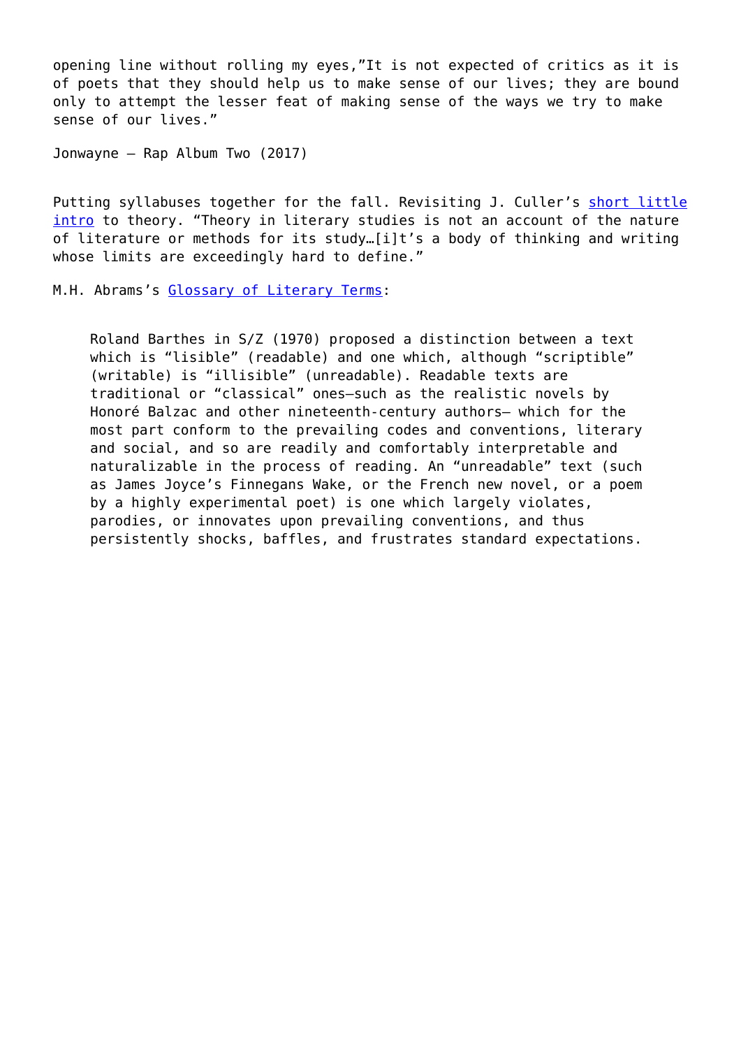opening line without rolling my eyes,"It is not expected of critics as it is of poets that they should help us to make sense of our lives; they are bound only to attempt the lesser feat of making sense of the ways we try to make sense of our lives."

Jonwayne – Rap Album Two (2017)

Putting syllabuses together for the fall. Revisiting J. Culler's short little intro to theory. "Theory in literary studies is not an account of the nature of literature or methods for its study…[i]t's a body of thinking and writing whose limits are exceedingly hard to define."

M.H. Abrams's Glossary of Literary Terms:

> Roland Barthes in S/Z (1970) proposed a distinction between a text which is "lisible" (readable) and one which, although "scriptible" (writable) is "illisible" (unreadable). Readable texts are traditional or "classical" ones—such as the realistic novels by Honoré Balzac and other nineteenth-century authors— which for the most part conform to the prevailing codes and conventions, literary and social, and so are readily and comfortably interpretable and naturalizable in the process of reading. An "unreadable" text (such as James Joyce's Finnegans Wake, or the French new novel, or a poem by a highly experimental poet) is one which largely violates, parodies, or innovates upon prevailing conventions, and thus persistently shocks, baffles, and frustrates standard expectations.